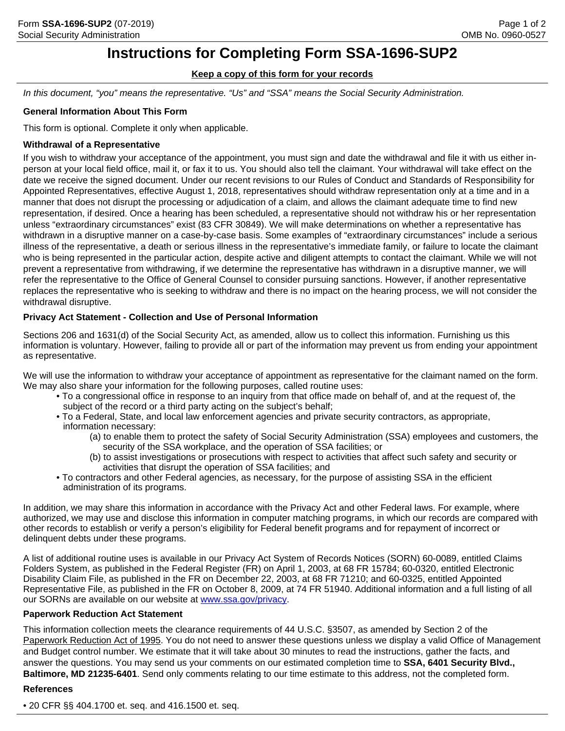# Instructions for Completing Form SSA-1696-SUP2

**Keep a copy of this form for your records**

*In this document, "you" means the representative. "Us" and "SSA" means the Social Security Administration.*

### General Information About This Form

This form is optional. Complete it only when applicable.

### Withdrawal of a Representative

If you wish to withdraw your acceptance of the appointment, you must sign and date the withdrawal and file it with us either in-person at your local field office, mail it, or fax it to us. You should also tell the claimant. Your withdrawal will take effect on the date we receive the signed document. Under our recent revisions to our Rules of Conduct and Standards of Responsibility for Appointed Representatives, effective August 1, 2018, representatives should withdraw representation only at a time and in a manner that does not disrupt the processing or adjudication of a claim, and allows the claimant adequate time to find new representation, if desired. Once a hearing has been scheduled, a representative should not withdraw his or her representation unless "extraordinary circumstances" exist (83 CFR 30849). We will make determinations on whether a representative has withdrawn in a disruptive manner on a case-by-case basis. Some examples of "extraordinary circumstances" include a serious illness of the representative, a death or serious illness in the representative's immediate family, or failure to locate the claimant who is being represented in the particular action, despite active and diligent attempts to contact the claimant. While we will not prevent a representative from withdrawing, if we determine the representative has withdrawn in a disruptive manner, we will refer the representative to the Office of General Counsel to consider pursuing sanctions. However, if another representative replaces the representative who is seeking to withdraw and there is no impact on the hearing process, we will not consider the withdrawal disruptive.

### Privacy Act Statement - Collection and Use of Personal Information

Sections 206 and 1631(d) of the Social Security Act, as amended, allow us to collect this information. Furnishing us this information is voluntary. However, failing to provide all or part of the information may prevent us from ending your appointment as representative.

We will use the information to withdraw your acceptance of appointment as representative for the claimant named on the form. We may also share your information for the following purposes, called routine uses:

- To a congressional office in response to an inquiry from that office made on behalf of, and at the request of, the subject of the record or a third party acting on the subject's behalf;
- To a Federal, State, and local law enforcement agencies and private security contractors, as appropriate, information necessary:
  - (a) to enable them to protect the safety of Social Security Administration (SSA) employees and customers, the security of the SSA workplace, and the operation of SSA facilities; or
  - (b) to assist investigations or prosecutions with respect to activities that affect such safety and security or activities that disrupt the operation of SSA facilities; and
- To contractors and other Federal agencies, as necessary, for the purpose of assisting SSA in the efficient administration of its programs.

In addition, we may share this information in accordance with the Privacy Act and other Federal laws. For example, where authorized, we may use and disclose this information in computer matching programs, in which our records are compared with other records to establish or verify a person's eligibility for Federal benefit programs and for repayment of incorrect or delinquent debts under these programs.

A list of additional routine uses is available in our Privacy Act System of Records Notices (SORN) 60-0089, entitled Claims Folders System, as published in the Federal Register (FR) on April 1, 2003, at 68 FR 15784; 60-0320, entitled Electronic Disability Claim File, as published in the FR on December 22, 2003, at 68 FR 71210; and 60-0325, entitled Appointed Representative File, as published in the FR on October 8, 2009, at 74 FR 51940. Additional information and a full listing of all our SORNs are available on our website at [www.ssa.gov/privacy](www.ssa.gov/privacy).

### Paperwork Reduction Act Statement

This information collection meets the clearance requirements of 44 U.S.C. §3507, as amended by Section 2 of the Paperwork Reduction Act of 1995. You do not need to answer these questions unless we display a valid Office of Management and Budget control number. We estimate that it will take about 30 minutes to read the instructions, gather the facts, and answer the questions. You may send us your comments on our estimated completion time to **SSA, 6401 Security Blvd., Baltimore, MD 21235-6401**. Send only comments relating to our time estimate to this address, not the completed form.

### References

- 20 CFR §§ 404.1700 et. seq. and 416.1500 et. seq.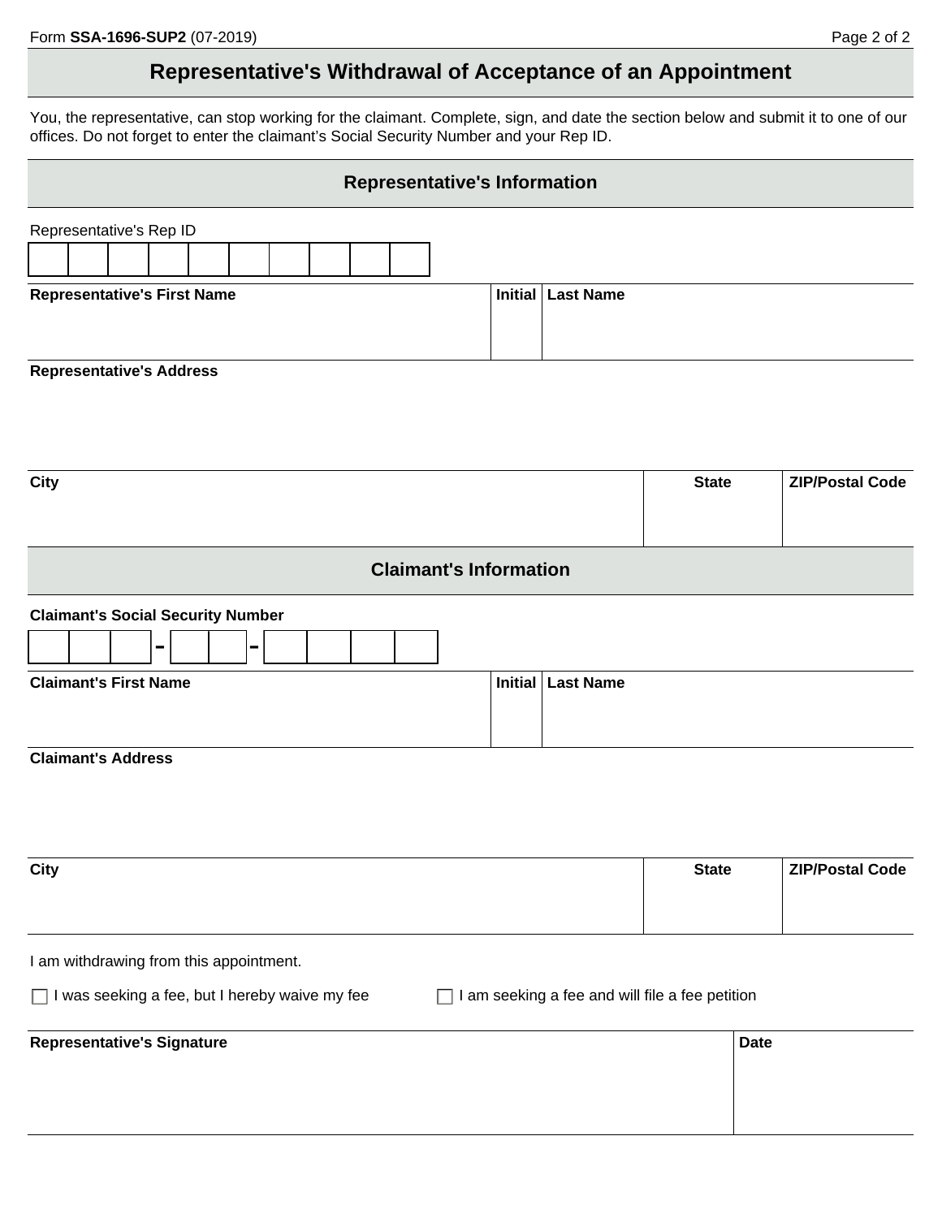# Representative's Withdrawal of Acceptance of an Appointment

You, the representative, can stop working for the claimant. Complete, sign, and date the section below and submit it to one of our offices. Do not forget to enter the claimant's Social Security Number and your Rep ID.

## Representative's Information

Representative's Rep ID

| | | | | | | | | | |
|---|---|---|---|---|---|---|---|---|---|
| | | | | | | | | | |

| Representative's First Name | Initial | Last Name |
|---|---|---|
| | | |

**Representative's Address**

| City | State | ZIP/Postal Code |
|---|---|---|
| | | |

## Claimant's Information

**Claimant's Social Security Number**

| | | | | | | | | | | |
|---|---|---|---|---|---|---|---|---|---|---|
| | | | - | | | - | | | | |

| Claimant's First Name | Initial | Last Name |
|---|---|---|
| | | |

**Claimant's Address**

| City | State | ZIP/Postal Code |
|---|---|---|
| | | |

I am withdrawing from this appointment.

☐ I was seeking a fee, but I hereby waive my fee ☐ I am seeking a fee and will file a fee petition

| Representative's Signature | Date |
|---|---|
| | |